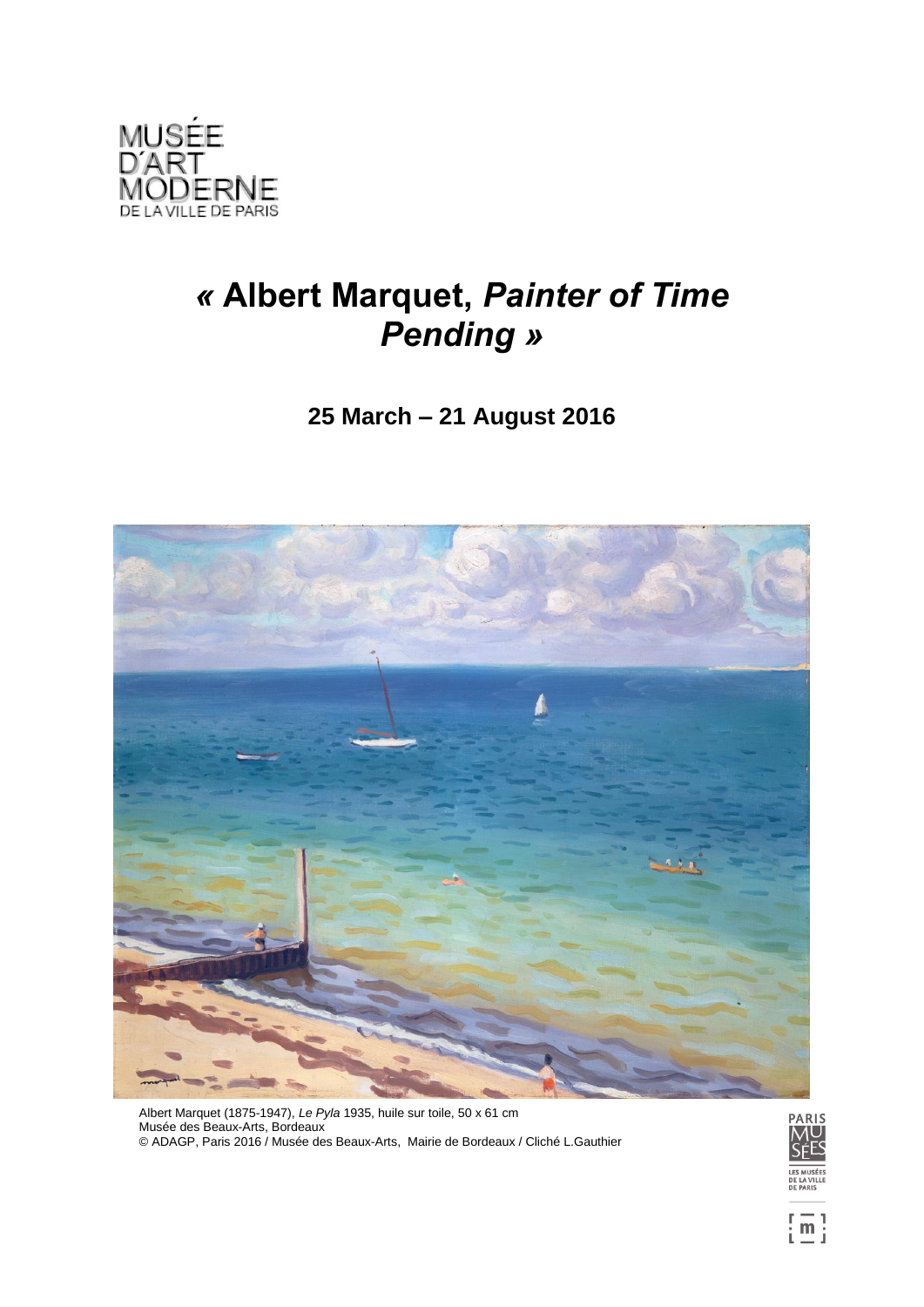MUSÉE
D'ART
MODERNE
DE LA VILLE DE PARIS

# « Albert Marquet, *Painter of Time Pending* »

**25 March – 21 August 2016**

Albert Marquet (1875-1947), *Le Pyla* 1935, huile sur toile, 50 x 61 cm
Musée des Beaux-Arts, Bordeaux
© ADAGP, Paris 2016 / Musée des Beaux-Arts, Mairie de Bordeaux / Cliché L.Gauthier

PARIS MUSÉES
LES MUSÉES DE LA VILLE DE PARIS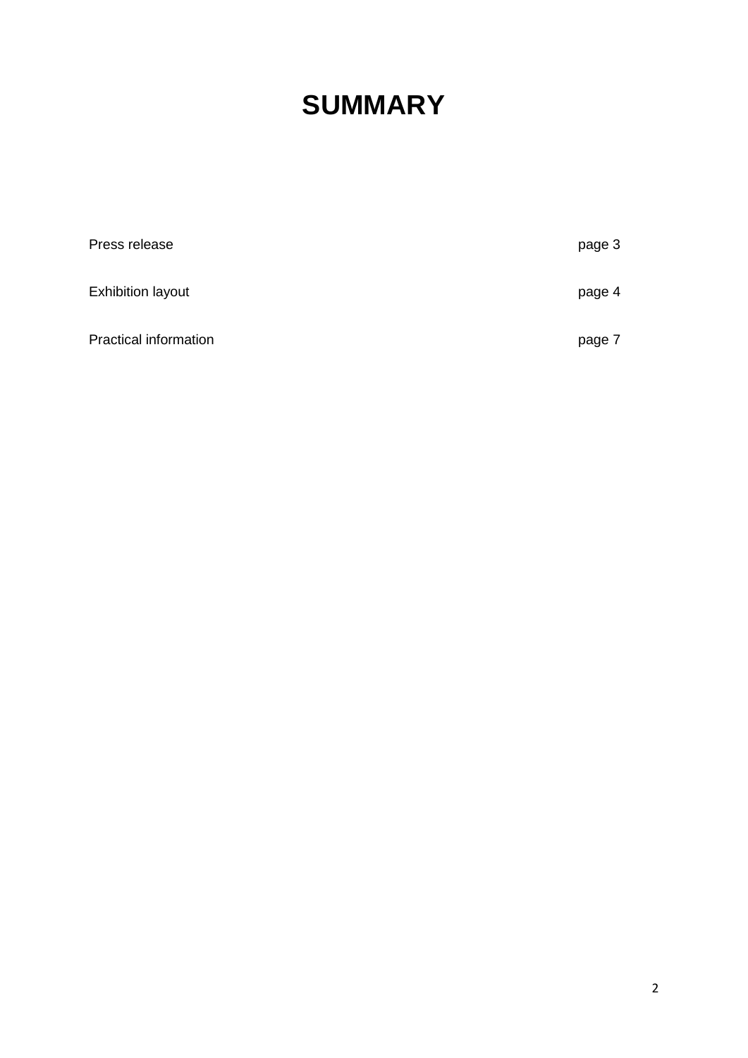# SUMMARY

| | |
|---|---|
| Press release | page 3 |
| Exhibition layout | page 4 |
| Practical information | page 7 |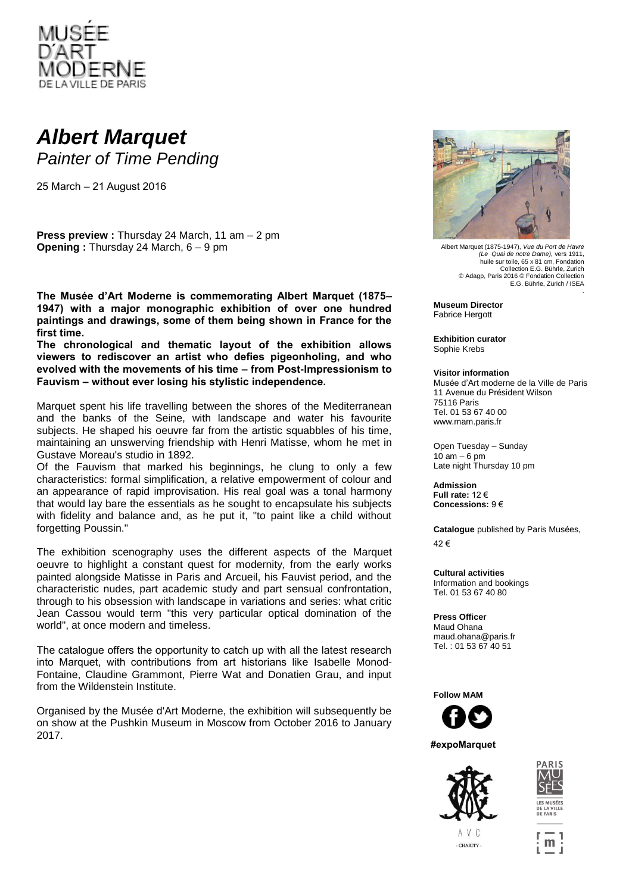MUSÉE D'ART MODERNE DE LA VILLE DE PARIS

# *Albert Marquet*

## *Painter of Time Pending*

25 March – 21 August 2016

**Press preview :** Thursday 24 March, 11 am – 2 pm
**Opening :** Thursday 24 March, 6 – 9 pm

**The Musée d'Art Moderne is commemorating Albert Marquet (1875–1947) with a major monographic exhibition of over one hundred paintings and drawings, some of them being shown in France for the first time.**
**The chronological and thematic layout of the exhibition allows viewers to rediscover an artist who defies pigeonholing, and who evolved with the movements of his time – from Post-Impressionism to Fauvism – without ever losing his stylistic independence.**

Marquet spent his life travelling between the shores of the Mediterranean and the banks of the Seine, with landscape and water his favourite subjects. He shaped his oeuvre far from the artistic squabbles of his time, maintaining an unswerving friendship with Henri Matisse, whom he met in Gustave Moreau's studio in 1892.
Of the Fauvism that marked his beginnings, he clung to only a few characteristics: formal simplification, a relative empowerment of colour and an appearance of rapid improvisation. His real goal was a tonal harmony that would lay bare the essentials as he sought to encapsulate his subjects with fidelity and balance and, as he put it, "to paint like a child without forgetting Poussin."

The exhibition scenography uses the different aspects of the Marquet oeuvre to highlight a constant quest for modernity, from the early works painted alongside Matisse in Paris and Arcueil, his Fauvist period, and the characteristic nudes, part academic study and part sensual confrontation, through to his obsession with landscape in variations and series: what critic Jean Cassou would term "this very particular optical domination of the world", at once modern and timeless.

The catalogue offers the opportunity to catch up with all the latest research into Marquet, with contributions from art historians like Isabelle Monod-Fontaine, Claudine Grammont, Pierre Wat and Donatien Grau, and input from the Wildenstein Institute.

Organised by the Musée d'Art Moderne, the exhibition will subsequently be on show at the Pushkin Museum in Moscow from October 2016 to January 2017.

Albert Marquet (1875-1947), *Vue du Port de Havre (Le Quai de notre Dame),* vers 1911, huile sur toile, 65 x 81 cm, Fondation Collection E.G. Bührle, Zurich © Adagp, Paris 2016 © Fondation Collection E.G. Bührle, Zürich / ISEA

**Museum Director**
Fabrice Hergott

**Exhibition curator**
Sophie Krebs

**Visitor information**
Musée d'Art moderne de la Ville de Paris
11 Avenue du Président Wilson
75116 Paris
Tel. 01 53 67 40 00
www.mam.paris.fr

Open Tuesday – Sunday
10 am – 6 pm
Late night Thursday 10 pm

**Admission**
**Full rate:** 12 €
**Concessions:** 9 €

**Catalogue** published by Paris Musées, 42 €

**Cultural activities**
Information and bookings
Tel. 01 53 67 40 80

**Press Officer**
Maud Ohana
maud.ohana@paris.fr
Tel. : 01 53 67 40 51

**Follow MAM**

**#expoMarquet**

A V C
- CHARITY -

PARIS MUSÉES
LES MUSÉES DE LA VILLE DE PARIS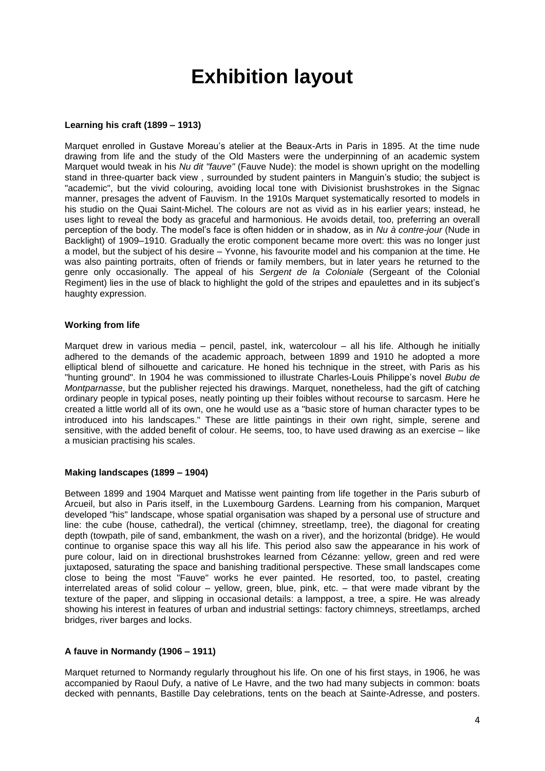# Exhibition layout

**Learning his craft (1899 – 1913)**

Marquet enrolled in Gustave Moreau's atelier at the Beaux-Arts in Paris in 1895. At the time nude drawing from life and the study of the Old Masters were the underpinning of an academic system Marquet would tweak in his *Nu dit "fauve"* (Fauve Nude): the model is shown upright on the modelling stand in three-quarter back view , surrounded by student painters in Manguin's studio; the subject is "academic", but the vivid colouring, avoiding local tone with Divisionist brushstrokes in the Signac manner, presages the advent of Fauvism. In the 1910s Marquet systematically resorted to models in his studio on the Quai Saint-Michel. The colours are not as vivid as in his earlier years; instead, he uses light to reveal the body as graceful and harmonious. He avoids detail, too, preferring an overall perception of the body. The model's face is often hidden or in shadow, as in *Nu à contre-jour* (Nude in Backlight) of 1909–1910. Gradually the erotic component became more overt: this was no longer just a model, but the subject of his desire – Yvonne, his favourite model and his companion at the time. He was also painting portraits, often of friends or family members, but in later years he returned to the genre only occasionally. The appeal of his *Sergent de la Coloniale* (Sergeant of the Colonial Regiment) lies in the use of black to highlight the gold of the stripes and epaulettes and in its subject's haughty expression.

**Working from life**

Marquet drew in various media – pencil, pastel, ink, watercolour – all his life. Although he initially adhered to the demands of the academic approach, between 1899 and 1910 he adopted a more elliptical blend of silhouette and caricature. He honed his technique in the street, with Paris as his "hunting ground". In 1904 he was commissioned to illustrate Charles-Louis Philippe's novel *Bubu de Montparnasse*, but the publisher rejected his drawings. Marquet, nonetheless, had the gift of catching ordinary people in typical poses, neatly pointing up their foibles without recourse to sarcasm. Here he created a little world all of its own, one he would use as a "basic store of human character types to be introduced into his landscapes." These are little paintings in their own right, simple, serene and sensitive, with the added benefit of colour. He seems, too, to have used drawing as an exercise – like a musician practising his scales.

**Making landscapes (1899 – 1904)**

Between 1899 and 1904 Marquet and Matisse went painting from life together in the Paris suburb of Arcueil, but also in Paris itself, in the Luxembourg Gardens. Learning from his companion, Marquet developed "his" landscape, whose spatial organisation was shaped by a personal use of structure and line: the cube (house, cathedral), the vertical (chimney, streetlamp, tree), the diagonal for creating depth (towpath, pile of sand, embankment, the wash on a river), and the horizontal (bridge). He would continue to organise space this way all his life. This period also saw the appearance in his work of pure colour, laid on in directional brushstrokes learned from Cézanne: yellow, green and red were juxtaposed, saturating the space and banishing traditional perspective. These small landscapes come close to being the most "Fauve" works he ever painted. He resorted, too, to pastel, creating interrelated areas of solid colour – yellow, green, blue, pink, etc. – that were made vibrant by the texture of the paper, and slipping in occasional details: a lamppost, a tree, a spire. He was already showing his interest in features of urban and industrial settings: factory chimneys, streetlamps, arched bridges, river barges and locks.

**A fauve in Normandy (1906 – 1911)**

Marquet returned to Normandy regularly throughout his life. On one of his first stays, in 1906, he was accompanied by Raoul Dufy, a native of Le Havre, and the two had many subjects in common: boats decked with pennants, Bastille Day celebrations, tents on the beach at Sainte-Adresse, and posters.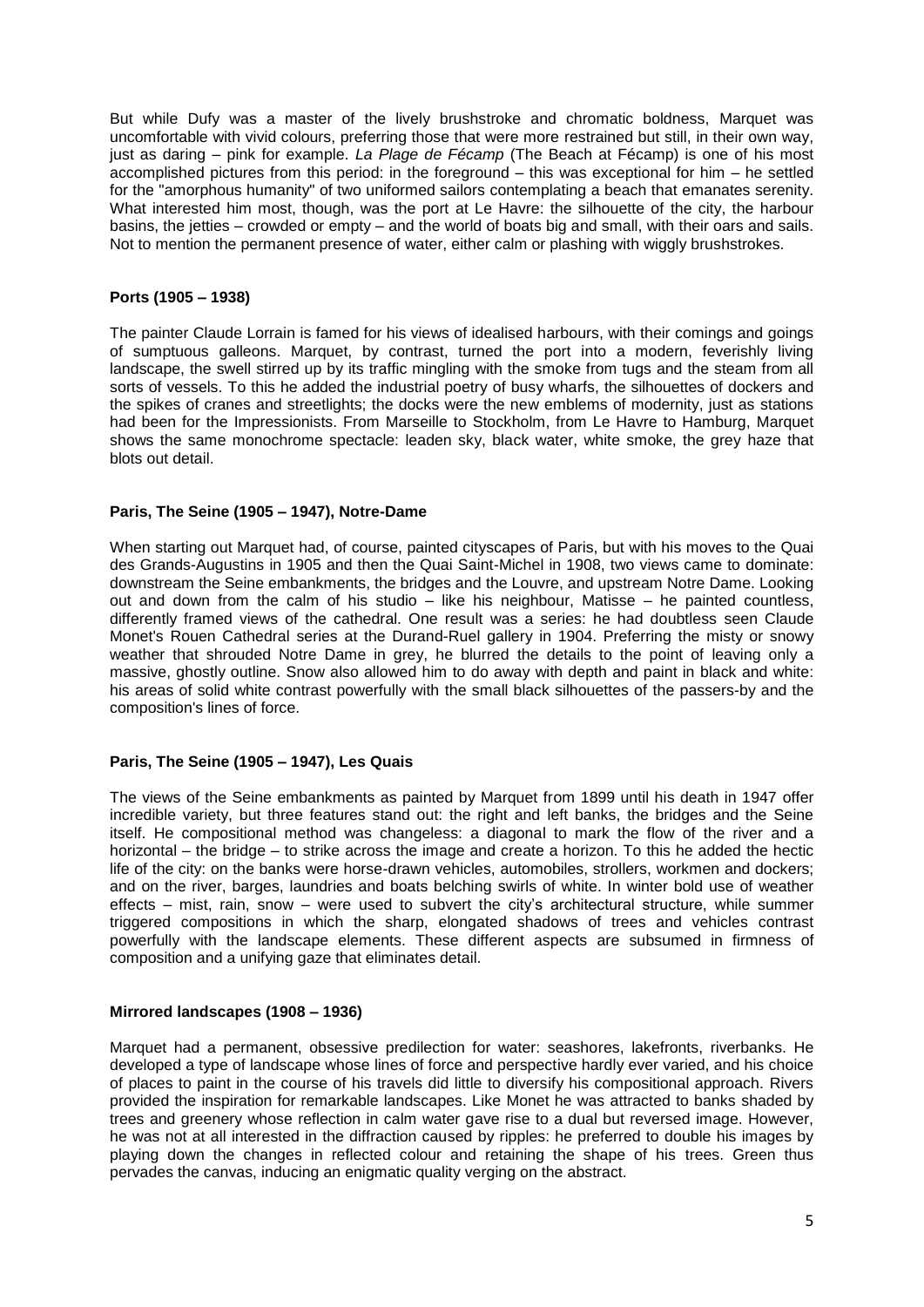But while Dufy was a master of the lively brushstroke and chromatic boldness, Marquet was uncomfortable with vivid colours, preferring those that were more restrained but still, in their own way, just as daring – pink for example. *La Plage de Fécamp* (The Beach at Fécamp) is one of his most accomplished pictures from this period: in the foreground – this was exceptional for him – he settled for the "amorphous humanity" of two uniformed sailors contemplating a beach that emanates serenity. What interested him most, though, was the port at Le Havre: the silhouette of the city, the harbour basins, the jetties – crowded or empty – and the world of boats big and small, with their oars and sails. Not to mention the permanent presence of water, either calm or plashing with wiggly brushstrokes.

**Ports (1905 – 1938)**

The painter Claude Lorrain is famed for his views of idealised harbours, with their comings and goings of sumptuous galleons. Marquet, by contrast, turned the port into a modern, feverishly living landscape, the swell stirred up by its traffic mingling with the smoke from tugs and the steam from all sorts of vessels. To this he added the industrial poetry of busy wharfs, the silhouettes of dockers and the spikes of cranes and streetlights; the docks were the new emblems of modernity, just as stations had been for the Impressionists. From Marseille to Stockholm, from Le Havre to Hamburg, Marquet shows the same monochrome spectacle: leaden sky, black water, white smoke, the grey haze that blots out detail.

**Paris, The Seine (1905 – 1947), Notre-Dame**

When starting out Marquet had, of course, painted cityscapes of Paris, but with his moves to the Quai des Grands-Augustins in 1905 and then the Quai Saint-Michel in 1908, two views came to dominate: downstream the Seine embankments, the bridges and the Louvre, and upstream Notre Dame. Looking out and down from the calm of his studio – like his neighbour, Matisse – he painted countless, differently framed views of the cathedral. One result was a series: he had doubtless seen Claude Monet's Rouen Cathedral series at the Durand-Ruel gallery in 1904. Preferring the misty or snowy weather that shrouded Notre Dame in grey, he blurred the details to the point of leaving only a massive, ghostly outline. Snow also allowed him to do away with depth and paint in black and white: his areas of solid white contrast powerfully with the small black silhouettes of the passers-by and the composition's lines of force.

**Paris, The Seine (1905 – 1947), Les Quais**

The views of the Seine embankments as painted by Marquet from 1899 until his death in 1947 offer incredible variety, but three features stand out: the right and left banks, the bridges and the Seine itself. He compositional method was changeless: a diagonal to mark the flow of the river and a horizontal – the bridge – to strike across the image and create a horizon. To this he added the hectic life of the city: on the banks were horse-drawn vehicles, automobiles, strollers, workmen and dockers; and on the river, barges, laundries and boats belching swirls of white. In winter bold use of weather effects – mist, rain, snow – were used to subvert the city's architectural structure, while summer triggered compositions in which the sharp, elongated shadows of trees and vehicles contrast powerfully with the landscape elements. These different aspects are subsumed in firmness of composition and a unifying gaze that eliminates detail.

**Mirrored landscapes (1908 – 1936)**

Marquet had a permanent, obsessive predilection for water: seashores, lakefronts, riverbanks. He developed a type of landscape whose lines of force and perspective hardly ever varied, and his choice of places to paint in the course of his travels did little to diversify his compositional approach. Rivers provided the inspiration for remarkable landscapes. Like Monet he was attracted to banks shaded by trees and greenery whose reflection in calm water gave rise to a dual but reversed image. However, he was not at all interested in the diffraction caused by ripples: he preferred to double his images by playing down the changes in reflected colour and retaining the shape of his trees. Green thus pervades the canvas, inducing an enigmatic quality verging on the abstract.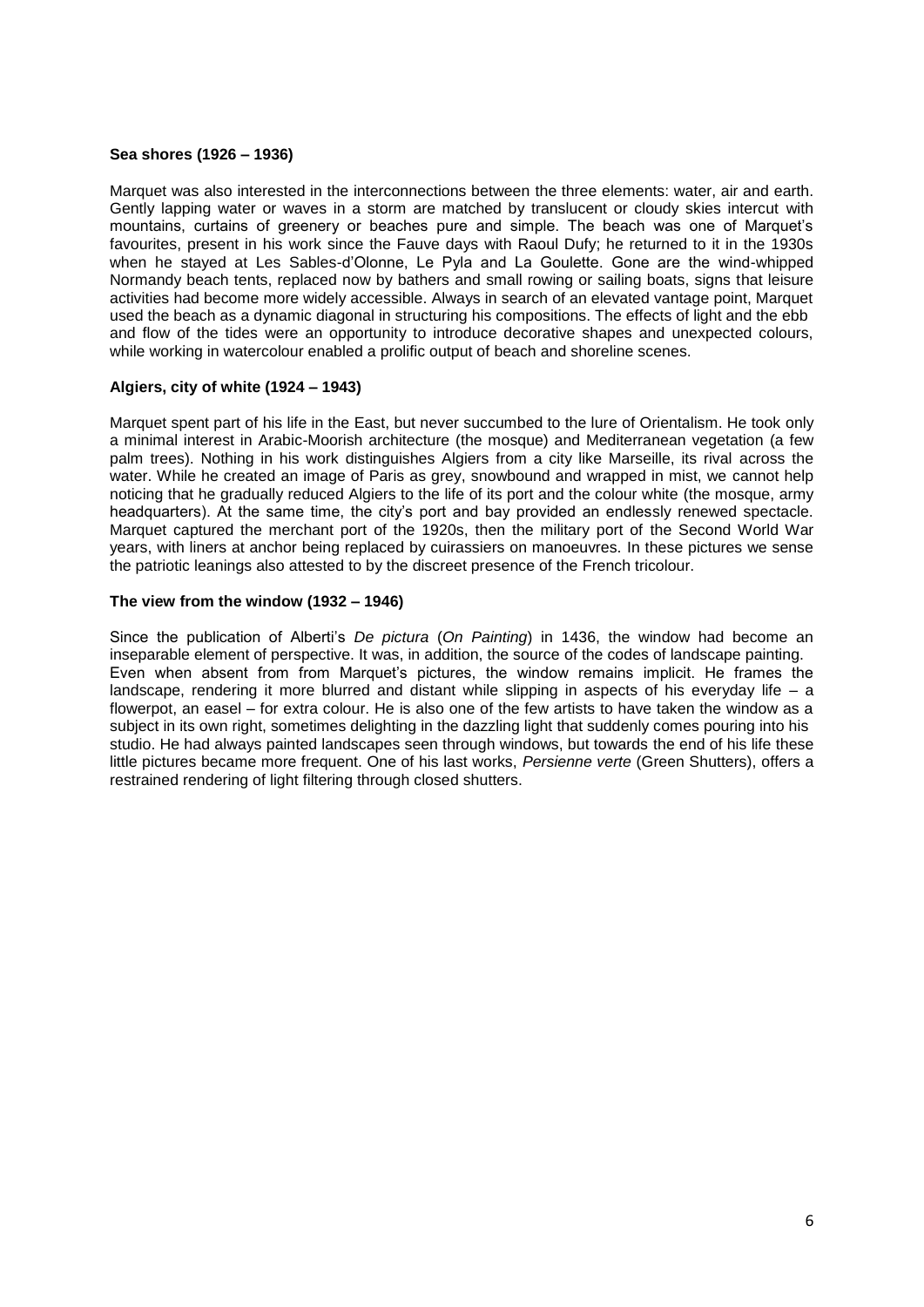**Sea shores (1926 – 1936)**

Marquet was also interested in the interconnections between the three elements: water, air and earth. Gently lapping water or waves in a storm are matched by translucent or cloudy skies intercut with mountains, curtains of greenery or beaches pure and simple. The beach was one of Marquet's favourites, present in his work since the Fauve days with Raoul Dufy; he returned to it in the 1930s when he stayed at Les Sables-d'Olonne, Le Pyla and La Goulette. Gone are the wind-whipped Normandy beach tents, replaced now by bathers and small rowing or sailing boats, signs that leisure activities had become more widely accessible. Always in search of an elevated vantage point, Marquet used the beach as a dynamic diagonal in structuring his compositions. The effects of light and the ebb and flow of the tides were an opportunity to introduce decorative shapes and unexpected colours, while working in watercolour enabled a prolific output of beach and shoreline scenes.

**Algiers, city of white (1924 – 1943)**

Marquet spent part of his life in the East, but never succumbed to the lure of Orientalism. He took only a minimal interest in Arabic-Moorish architecture (the mosque) and Mediterranean vegetation (a few palm trees). Nothing in his work distinguishes Algiers from a city like Marseille, its rival across the water. While he created an image of Paris as grey, snowbound and wrapped in mist, we cannot help noticing that he gradually reduced Algiers to the life of its port and the colour white (the mosque, army headquarters). At the same time, the city's port and bay provided an endlessly renewed spectacle. Marquet captured the merchant port of the 1920s, then the military port of the Second World War years, with liners at anchor being replaced by cuirassiers on manoeuvres. In these pictures we sense the patriotic leanings also attested to by the discreet presence of the French tricolour.

**The view from the window (1932 – 1946)**

Since the publication of Alberti's *De pictura* (*On Painting*) in 1436, the window had become an inseparable element of perspective. It was, in addition, the source of the codes of landscape painting. Even when absent from from Marquet's pictures, the window remains implicit. He frames the landscape, rendering it more blurred and distant while slipping in aspects of his everyday life – a flowerpot, an easel – for extra colour. He is also one of the few artists to have taken the window as a subject in its own right, sometimes delighting in the dazzling light that suddenly comes pouring into his studio. He had always painted landscapes seen through windows, but towards the end of his life these little pictures became more frequent. One of his last works, *Persienne verte* (Green Shutters), offers a restrained rendering of light filtering through closed shutters.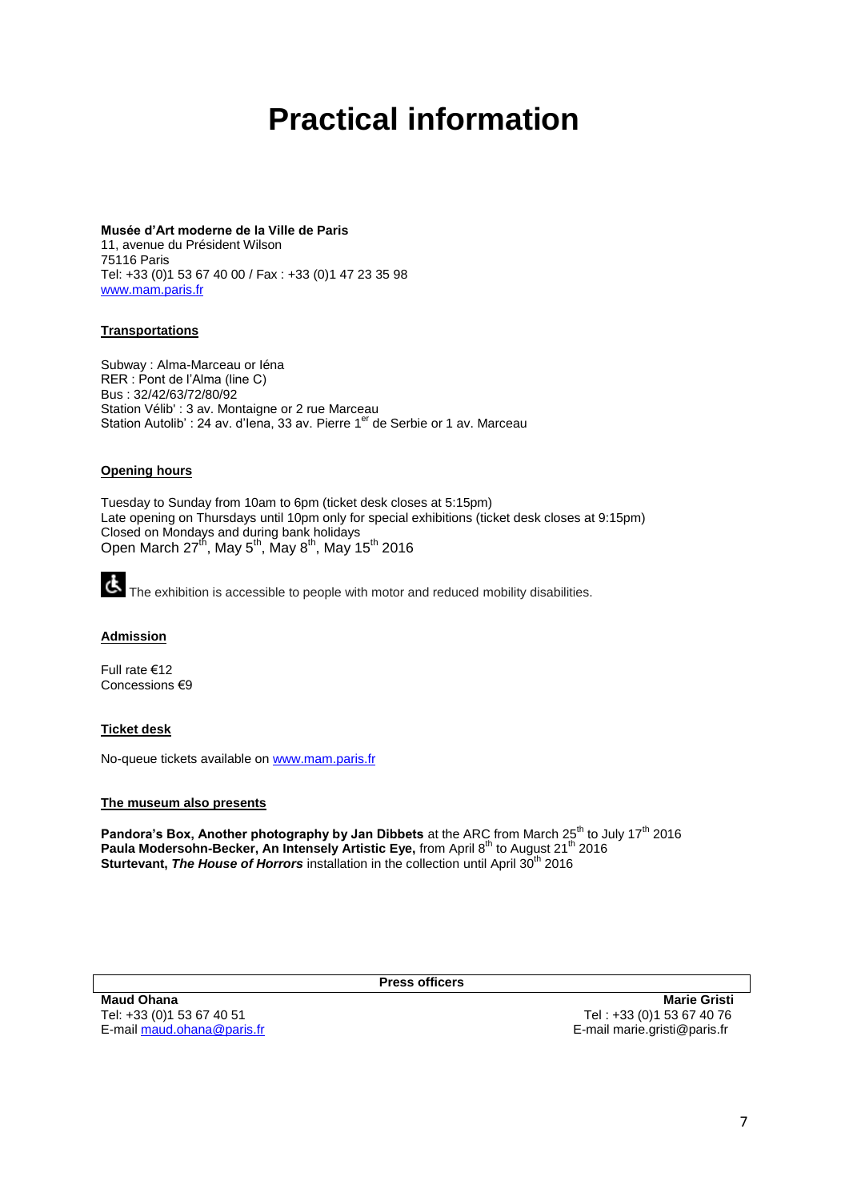# Practical information

**Musée d'Art moderne de la Ville de Paris**
11, avenue du Président Wilson
75116 Paris
Tel: +33 (0)1 53 67 40 00 / Fax : +33 (0)1 47 23 35 98
www.mam.paris.fr

**Transportations**

Subway : Alma-Marceau or Iéna
RER : Pont de l'Alma (line C)
Bus : 32/42/63/72/80/92
Station Vélib' : 3 av. Montaigne or 2 rue Marceau
Station Autolib' : 24 av. d'Iena, 33 av. Pierre 1er de Serbie or 1 av. Marceau

**Opening hours**

Tuesday to Sunday from 10am to 6pm (ticket desk closes at 5:15pm)
Late opening on Thursdays until 10pm only for special exhibitions (ticket desk closes at 9:15pm)
Closed on Mondays and during bank holidays
Open March 27th, May 5th, May 8th, May 15th 2016

♿ The exhibition is accessible to people with motor and reduced mobility disabilities.

**Admission**

Full rate €12
Concessions €9

**Ticket desk**

No-queue tickets available on www.mam.paris.fr

**The museum also presents**

**Pandora's Box, Another photography by Jan Dibbets** at the ARC from March 25th to July 17th 2016
**Paula Modersohn-Becker, An Intensely Artistic Eye,** from April 8th to August 21th 2016
**Sturtevant, *The House of Horrors*** installation in the collection until April 30th 2016

**Press officers**

**Maud Ohana**
Tel: +33 (0)1 53 67 40 51
E-mail maud.ohana@paris.fr

**Marie Gristi**
Tel : +33 (0)1 53 67 40 76
E-mail marie.gristi@paris.fr